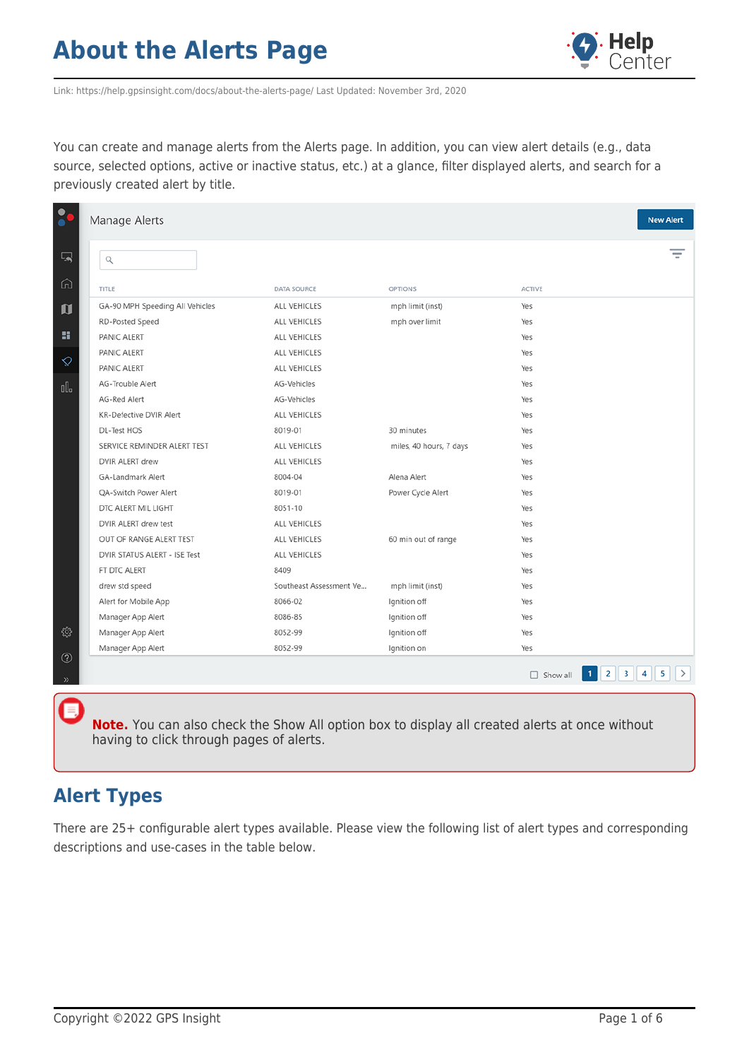# About the Alerts Page

Link: https://help.gpsinsight.com/docs/about-the-alerts-page/ Last Updated: November 3rd, 2020

You can create and manage alerts from the Alerts page. In addition, you can view alert details (e.g., data source, selected options, active or inactive status, etc.) at a glance, filter displayed alerts, and search for a previously created alert by title.

Manage Alerts

New Alert

| TITLE | DATA SOURCE | OPTIONS | ACTIVE |
|---|---|---|---|
| GA-90 MPH Speeding All Vehicles | ALL VEHICLES | mph limit (inst) | Yes |
| RD-Posted Speed | ALL VEHICLES | mph over limit | Yes |
| PANIC ALERT | ALL VEHICLES | | Yes |
| PANIC ALERT | ALL VEHICLES | | Yes |
| PANIC ALERT | ALL VEHICLES | | Yes |
| AG-Trouble Alert | AG-Vehicles | | Yes |
| AG-Red Alert | AG-Vehicles | | Yes |
| KR-Defective DVIR Alert | ALL VEHICLES | | Yes |
| DL-Test HOS | 8019-01 | 30 minutes | Yes |
| SERVICE REMINDER ALERT TEST | ALL VEHICLES | miles, 40 hours, 7 days | Yes |
| DVIR ALERT drew | ALL VEHICLES | | Yes |
| GA-Landmark Alert | 8004-04 | Alena Alert | Yes |
| QA-Switch Power Alert | 8019-01 | Power Cycle Alert | Yes |
| DTC ALERT MIL LIGHT | 8051-10 | | Yes |
| DVIR ALERT drew test | ALL VEHICLES | | Yes |
| OUT OF RANGE ALERT TEST | ALL VEHICLES | 60 min out of range | Yes |
| DVIR STATUS ALERT - ISE Test | ALL VEHICLES | | Yes |
| FT DTC ALERT | 8409 | | Yes |
| drew std speed | Southeast Assessment Ve... | mph limit (inst) | Yes |
| Alert for Mobile App | 8066-02 | Ignition off | Yes |
| Manager App Alert | 8086-85 | Ignition off | Yes |
| Manager App Alert | 8052-99 | Ignition off | Yes |
| Manager App Alert | 8052-99 | Ignition on | Yes |

Show all 1 2 3 4 5

**Note.** You can also check the Show All option box to display all created alerts at once without having to click through pages of alerts.

## Alert Types

There are 25+ configurable alert types available. Please view the following list of alert types and corresponding descriptions and use-cases in the table below.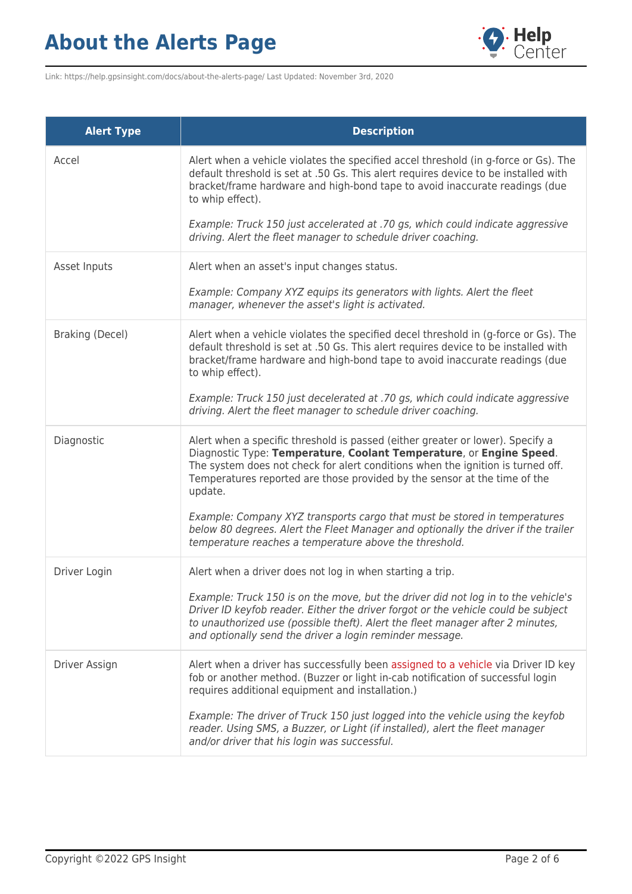| Alert Type | Description |
| --- | --- |
| Accel | Alert when a vehicle violates the specified accel threshold (in g-force or Gs). The default threshold is set at .50 Gs. This alert requires device to be installed with bracket/frame hardware and high-bond tape to avoid inaccurate readings (due to whip effect).<br><br>*Example: Truck 150 just accelerated at .70 gs, which could indicate aggressive driving. Alert the fleet manager to schedule driver coaching.* |
| Asset Inputs | Alert when an asset's input changes status.<br><br>*Example: Company XYZ equips its generators with lights. Alert the fleet manager, whenever the asset's light is activated.* |
| Braking (Decel) | Alert when a vehicle violates the specified decel threshold in (g-force or Gs). The default threshold is set at .50 Gs. This alert requires device to be installed with bracket/frame hardware and high-bond tape to avoid inaccurate readings (due to whip effect).<br><br>*Example: Truck 150 just decelerated at .70 gs, which could indicate aggressive driving. Alert the fleet manager to schedule driver coaching.* |
| Diagnostic | Alert when a specific threshold is passed (either greater or lower). Specify a Diagnostic Type: **Temperature**, **Coolant Temperature**, or **Engine Speed**. The system does not check for alert conditions when the ignition is turned off. Temperatures reported are those provided by the sensor at the time of the update.<br><br>*Example: Company XYZ transports cargo that must be stored in temperatures below 80 degrees. Alert the Fleet Manager and optionally the driver if the trailer temperature reaches a temperature above the threshold.* |
| Driver Login | Alert when a driver does not log in when starting a trip.<br><br>*Example: Truck 150 is on the move, but the driver did not log in to the vehicle's Driver ID keyfob reader. Either the driver forgot or the vehicle could be subject to unauthorized use (possible theft). Alert the fleet manager after 2 minutes, and optionally send the driver a login reminder message.* |
| Driver Assign | Alert when a driver has successfully been assigned to a vehicle via Driver ID key fob or another method. (Buzzer or light in-cab notification of successful login requires additional equipment and installation.)<br><br>*Example: The driver of Truck 150 just logged into the vehicle using the keyfob reader. Using SMS, a Buzzer, or Light (if installed), alert the fleet manager and/or driver that his login was successful.* |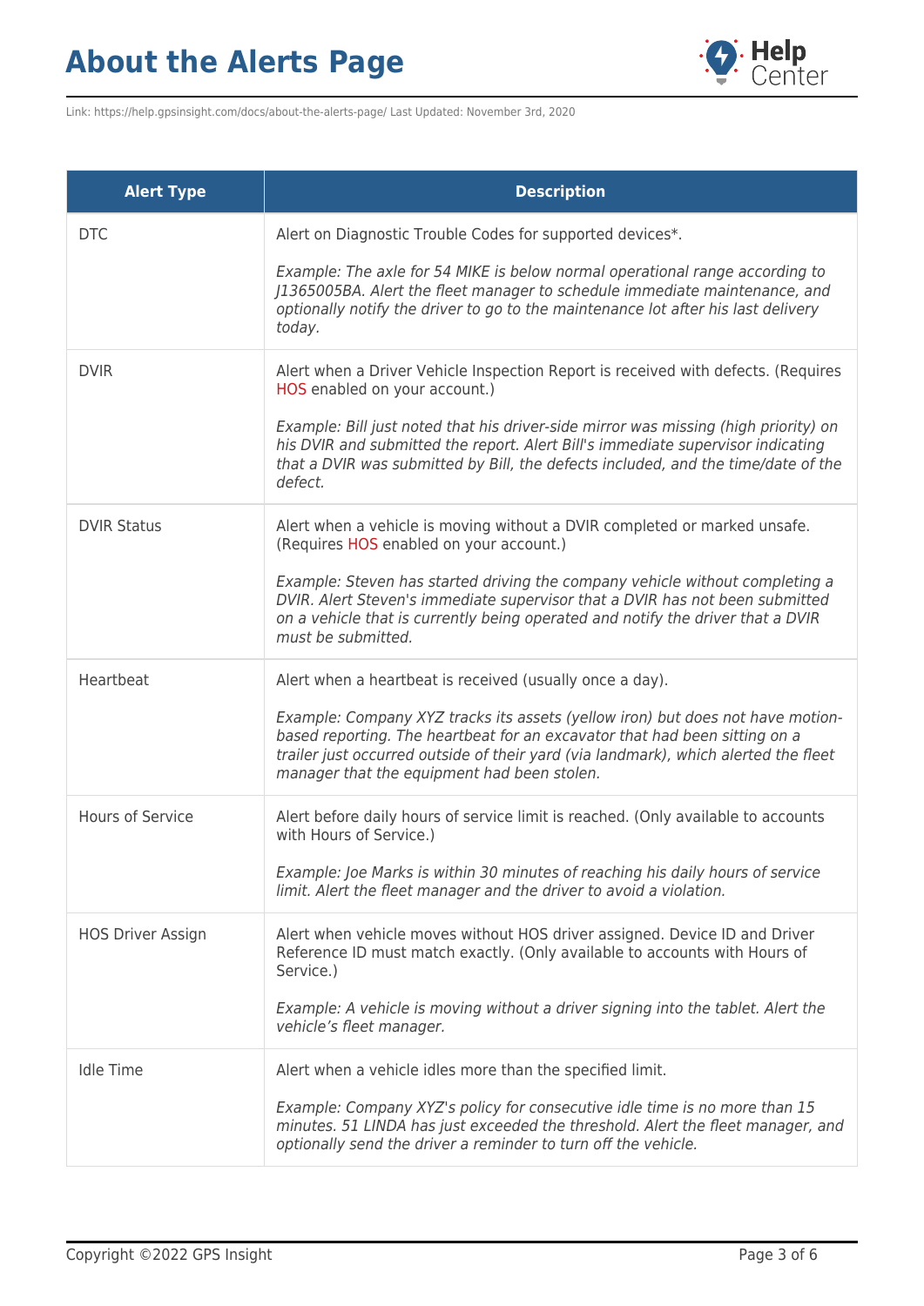| Alert Type | Description |
|---|---|
| DTC | Alert on Diagnostic Trouble Codes for supported devices*.<br><br>*Example: The axle for 54 MIKE is below normal operational range according to J1365005BA. Alert the fleet manager to schedule immediate maintenance, and optionally notify the driver to go to the maintenance lot after his last delivery today.* |
| DVIR | Alert when a Driver Vehicle Inspection Report is received with defects. (Requires HOS enabled on your account.)<br><br>*Example: Bill just noted that his driver-side mirror was missing (high priority) on his DVIR and submitted the report. Alert Bill's immediate supervisor indicating that a DVIR was submitted by Bill, the defects included, and the time/date of the defect.* |
| DVIR Status | Alert when a vehicle is moving without a DVIR completed or marked unsafe. (Requires HOS enabled on your account.)<br><br>*Example: Steven has started driving the company vehicle without completing a DVIR. Alert Steven's immediate supervisor that a DVIR has not been submitted on a vehicle that is currently being operated and notify the driver that a DVIR must be submitted.* |
| Heartbeat | Alert when a heartbeat is received (usually once a day).<br><br>*Example: Company XYZ tracks its assets (yellow iron) but does not have motion-based reporting. The heartbeat for an excavator that had been sitting on a trailer just occurred outside of their yard (via landmark), which alerted the fleet manager that the equipment had been stolen.* |
| Hours of Service | Alert before daily hours of service limit is reached. (Only available to accounts with Hours of Service.)<br><br>*Example: Joe Marks is within 30 minutes of reaching his daily hours of service limit. Alert the fleet manager and the driver to avoid a violation.* |
| HOS Driver Assign | Alert when vehicle moves without HOS driver assigned. Device ID and Driver Reference ID must match exactly. (Only available to accounts with Hours of Service.)<br><br>*Example: A vehicle is moving without a driver signing into the tablet. Alert the vehicle's fleet manager.* |
| Idle Time | Alert when a vehicle idles more than the specified limit.<br><br>*Example: Company XYZ's policy for consecutive idle time is no more than 15 minutes. 51 LINDA has just exceeded the threshold. Alert the fleet manager, and optionally send the driver a reminder to turn off the vehicle.* |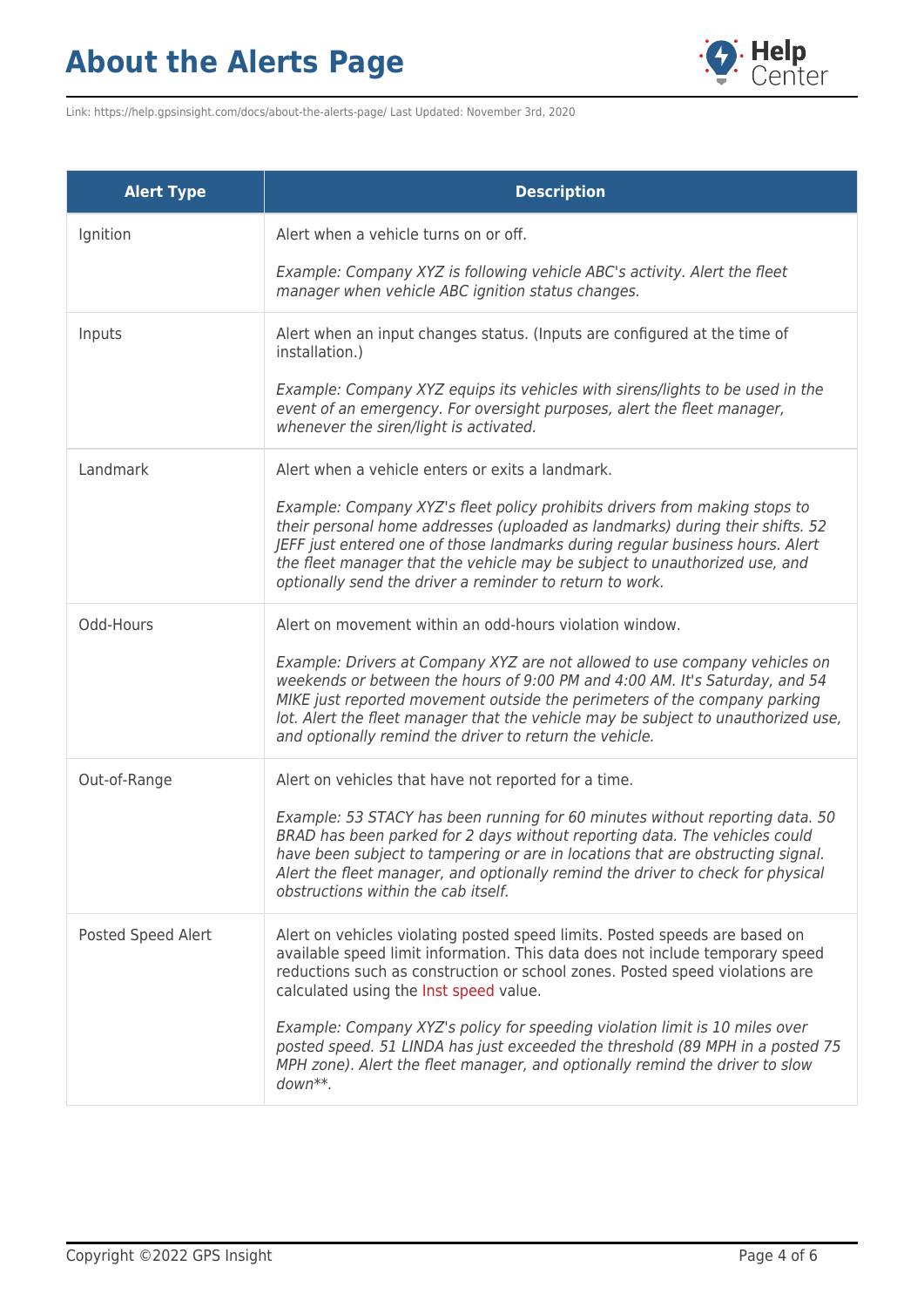| Alert Type | Description |
|---|---|
| Ignition | Alert when a vehicle turns on or off.<br><br>*Example: Company XYZ is following vehicle ABC's activity. Alert the fleet manager when vehicle ABC ignition status changes.* |
| Inputs | Alert when an input changes status. (Inputs are configured at the time of installation.)<br><br>*Example: Company XYZ equips its vehicles with sirens/lights to be used in the event of an emergency. For oversight purposes, alert the fleet manager, whenever the siren/light is activated.* |
| Landmark | Alert when a vehicle enters or exits a landmark.<br><br>*Example: Company XYZ's fleet policy prohibits drivers from making stops to their personal home addresses (uploaded as landmarks) during their shifts. 52 JEFF just entered one of those landmarks during regular business hours. Alert the fleet manager that the vehicle may be subject to unauthorized use, and optionally send the driver a reminder to return to work.* |
| Odd-Hours | Alert on movement within an odd-hours violation window.<br><br>*Example: Drivers at Company XYZ are not allowed to use company vehicles on weekends or between the hours of 9:00 PM and 4:00 AM. It's Saturday, and 54 MIKE just reported movement outside the perimeters of the company parking lot. Alert the fleet manager that the vehicle may be subject to unauthorized use, and optionally remind the driver to return the vehicle.* |
| Out-of-Range | Alert on vehicles that have not reported for a time.<br><br>*Example: 53 STACY has been running for 60 minutes without reporting data. 50 BRAD has been parked for 2 days without reporting data. The vehicles could have been subject to tampering or are in locations that are obstructing signal. Alert the fleet manager, and optionally remind the driver to check for physical obstructions within the cab itself.* |
| Posted Speed Alert | Alert on vehicles violating posted speed limits. Posted speeds are based on available speed limit information. This data does not include temporary speed reductions such as construction or school zones. Posted speed violations are calculated using the Inst speed value.<br><br>*Example: Company XYZ's policy for speeding violation limit is 10 miles over posted speed. 51 LINDA has just exceeded the threshold (89 MPH in a posted 75 MPH zone). Alert the fleet manager, and optionally remind the driver to slow down**.* |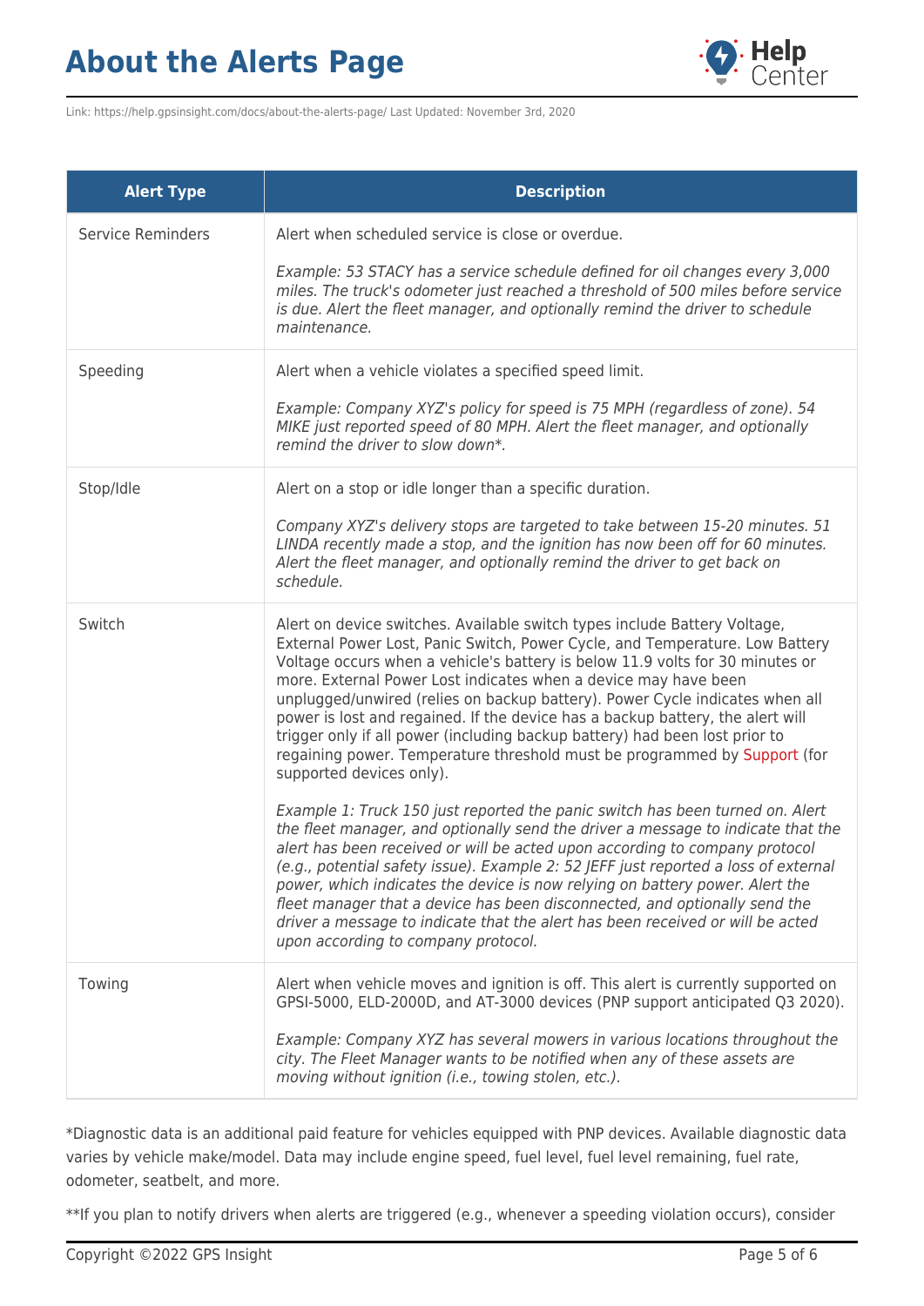| Alert Type | Description |
| --- | --- |
| Service Reminders | Alert when scheduled service is close or overdue.<br><br>*Example: 53 STACY has a service schedule defined for oil changes every 3,000 miles. The truck's odometer just reached a threshold of 500 miles before service is due. Alert the fleet manager, and optionally remind the driver to schedule maintenance.* |
| Speeding | Alert when a vehicle violates a specified speed limit.<br><br>*Example: Company XYZ's policy for speed is 75 MPH (regardless of zone). 54 MIKE just reported speed of 80 MPH. Alert the fleet manager, and optionally remind the driver to slow down*.* |
| Stop/Idle | Alert on a stop or idle longer than a specific duration.<br><br>*Company XYZ's delivery stops are targeted to take between 15-20 minutes. 51 LINDA recently made a stop, and the ignition has now been off for 60 minutes. Alert the fleet manager, and optionally remind the driver to get back on schedule.* |
| Switch | Alert on device switches. Available switch types include Battery Voltage, External Power Lost, Panic Switch, Power Cycle, and Temperature. Low Battery Voltage occurs when a vehicle's battery is below 11.9 volts for 30 minutes or more. External Power Lost indicates when a device may have been unplugged/unwired (relies on backup battery). Power Cycle indicates when all power is lost and regained. If the device has a backup battery, the alert will trigger only if all power (including backup battery) had been lost prior to regaining power. Temperature threshold must be programmed by Support (for supported devices only).<br><br>*Example 1: Truck 150 just reported the panic switch has been turned on. Alert the fleet manager, and optionally send the driver a message to indicate that the alert has been received or will be acted upon according to company protocol (e.g., potential safety issue). Example 2: 52 JEFF just reported a loss of external power, which indicates the device is now relying on battery power. Alert the fleet manager that a device has been disconnected, and optionally send the driver a message to indicate that the alert has been received or will be acted upon according to company protocol.* |
| Towing | Alert when vehicle moves and ignition is off. This alert is currently supported on GPSI-5000, ELD-2000D, and AT-3000 devices (PNP support anticipated Q3 2020).<br><br>*Example: Company XYZ has several mowers in various locations throughout the city. The Fleet Manager wants to be notified when any of these assets are moving without ignition (i.e., towing stolen, etc.).* |

*Diagnostic data is an additional paid feature for vehicles equipped with PNP devices. Available diagnostic data varies by vehicle make/model. Data may include engine speed, fuel level, fuel level remaining, fuel rate, odometer, seatbelt, and more.

**If you plan to notify drivers when alerts are triggered (e.g., whenever a speeding violation occurs), consider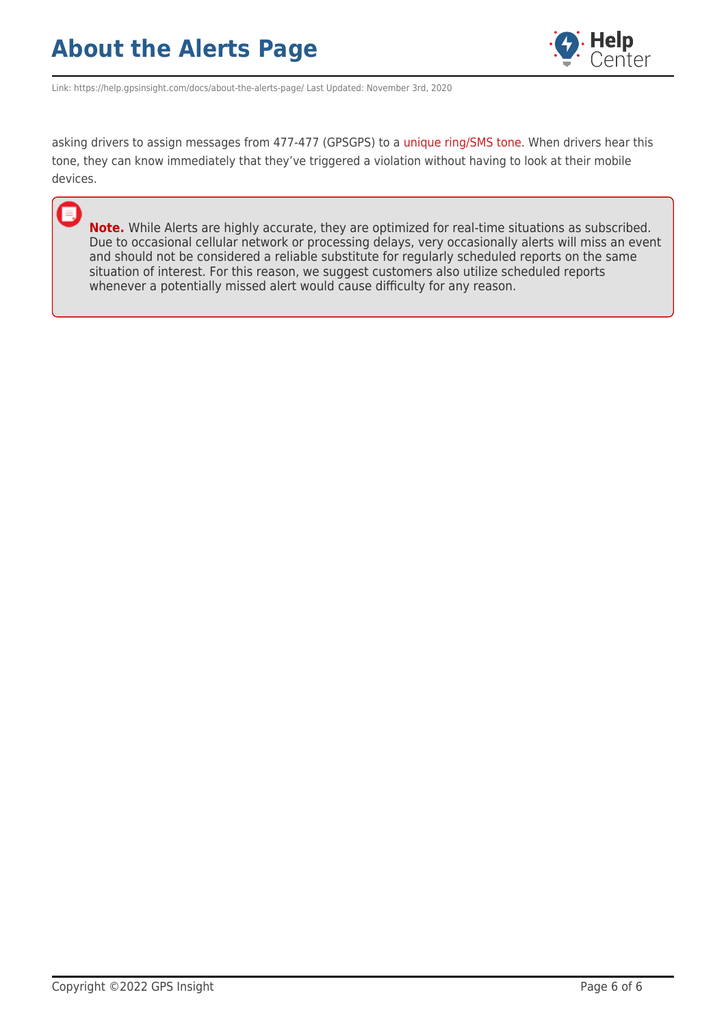asking drivers to assign messages from 477-477 (GPSGPS) to a unique ring/SMS tone. When drivers hear this tone, they can know immediately that they've triggered a violation without having to look at their mobile devices.

> **Note.** While Alerts are highly accurate, they are optimized for real-time situations as subscribed. Due to occasional cellular network or processing delays, very occasionally alerts will miss an event and should not be considered a reliable substitute for regularly scheduled reports on the same situation of interest. For this reason, we suggest customers also utilize scheduled reports whenever a potentially missed alert would cause difficulty for any reason.